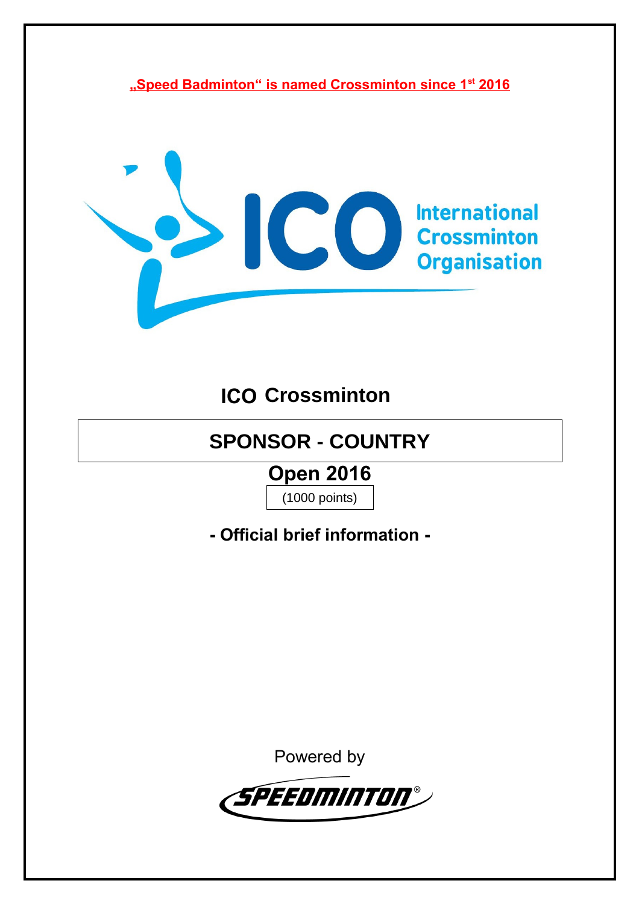**„Speed Badminton“ is named Crossminton since 1st 2016**

International Crossminton Organisation

# ICO Crossminton

## SPONSOR - COUNTRY

## Open 2016

(1000 points)

### - Official brief information -

Powered by

SPEEDMINTON®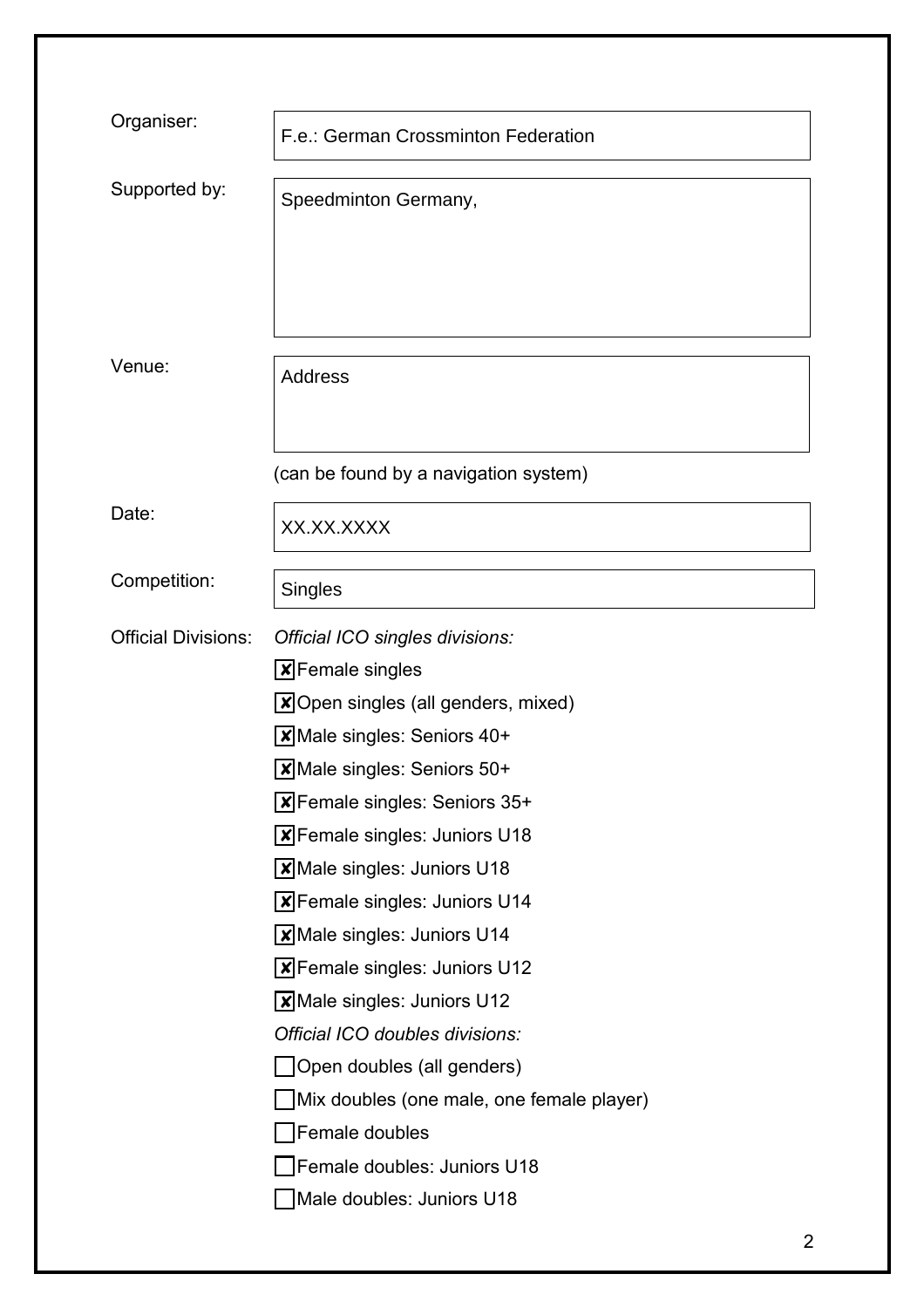Organiser: F.e.: German Crossminton Federation

Supported by: Speedminton Germany,

Venue: Address

(can be found by a navigation system)

Date: XX.XX.XXXX

Competition: Singles

Official Divisions:

*Official ICO singles divisions:*

- [x] Female singles
- [x] Open singles (all genders, mixed)
- [x] Male singles: Seniors 40+
- [x] Male singles: Seniors 50+
- [x] Female singles: Seniors 35+
- [x] Female singles: Juniors U18
- [x] Male singles: Juniors U18
- [x] Female singles: Juniors U14
- [x] Male singles: Juniors U14
- [x] Female singles: Juniors U12
- [x] Male singles: Juniors U12

*Official ICO doubles divisions:*

- [ ] Open doubles (all genders)
- [ ] Mix doubles (one male, one female player)
- [ ] Female doubles
- [ ] Female doubles: Juniors U18
- [ ] Male doubles: Juniors U18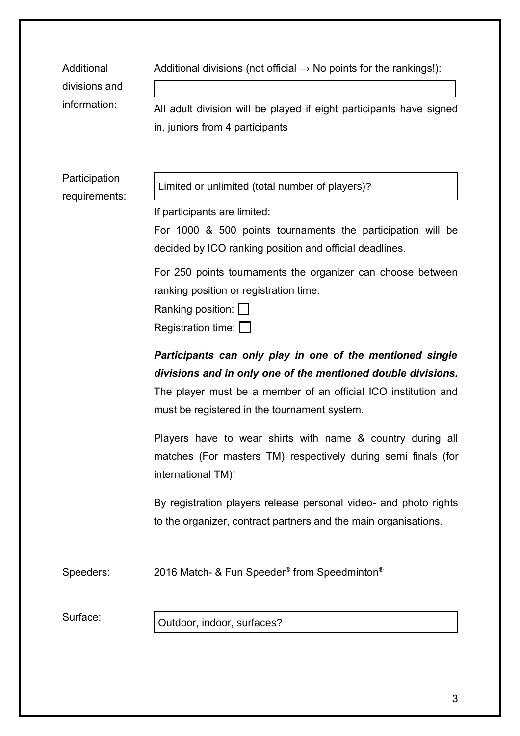**Additional divisions and information:**

Additional divisions (not official → No points for the rankings!):

| |
|---|

All adult division will be played if eight participants have signed in, juniors from 4 participants

**Participation requirements:**

| Limited or unlimited (total number of players)? |
|---|

If participants are limited:

For 1000 & 500 points tournaments the participation will be decided by ICO ranking position and official deadlines.

For 250 points tournaments the organizer can choose between ranking position or registration time:

Ranking position: ☐

Registration time: ☐

***Participants can only play in one of the mentioned single divisions and in only one of the mentioned double divisions.*** The player must be a member of an official ICO institution and must be registered in the tournament system.

Players have to wear shirts with name & country during all matches (For masters TM) respectively during semi finals (for international TM)!

By registration players release personal video- and photo rights to the organizer, contract partners and the main organisations.

**Speeders:** 2016 Match- & Fun Speeder® from Speedminton®

**Surface:**

| Outdoor, indoor, surfaces? |
|---|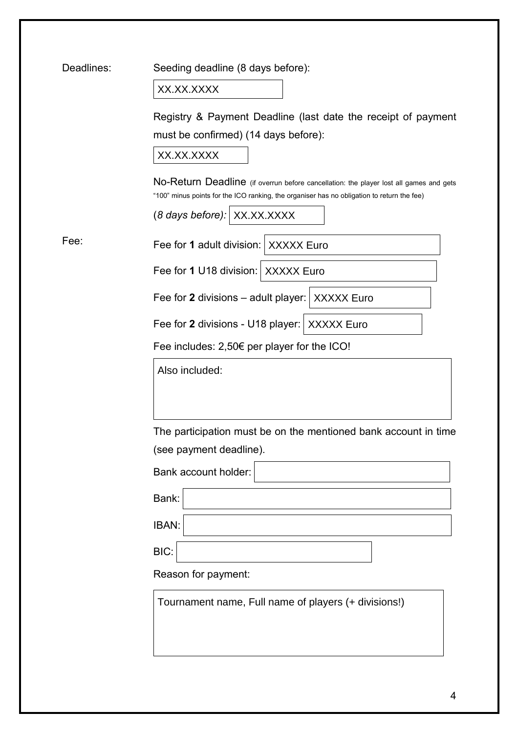**Deadlines:**

Seeding deadline (8 days before):

XX.XX.XXXX

Registry & Payment Deadline (last date the receipt of payment must be confirmed) (14 days before):

XX.XX.XXXX

No-Return Deadline (if overrun before cancellation: the player lost all games and gets "100" minus points for the ICO ranking, the organiser has no obligation to return the fee)

(*8 days before):* XX.XX.XXXX

**Fee:**

Fee for **1** adult division: XXXXX Euro

Fee for **1** U18 division: XXXXX Euro

Fee for **2** divisions – adult player: XXXXX Euro

Fee for **2** divisions - U18 player: XXXXX Euro

Fee includes: 2,50€ per player for the ICO!

Also included:

The participation must be on the mentioned bank account in time (see payment deadline).

Bank account holder:

Bank:

IBAN:

BIC:

Reason for payment:

Tournament name, Full name of players (+ divisions!)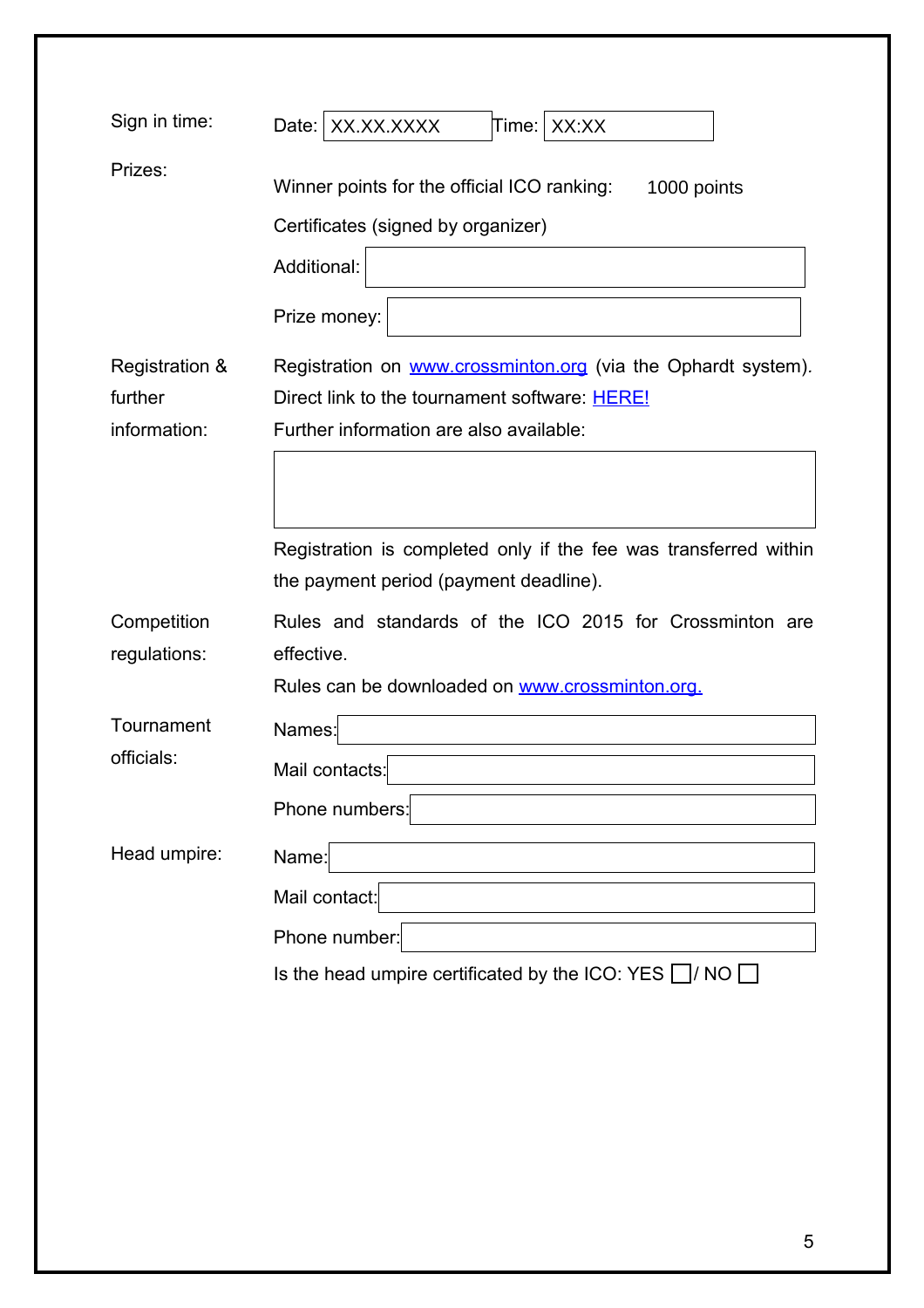| | |
|---|---|
| Sign in time: | Date: XX.XX.XXXX Time: XX:XX |
| Prizes: | Winner points for the official ICO ranking: 1000 points<br>Certificates (signed by organizer)<br>Additional:<br>Prize money: |
| Registration & further information: | Registration on [www.crossminton.org](www.crossminton.org) (via the Ophardt system).<br>Direct link to the tournament software: HERE!<br>Further information are also available:<br><br>Registration is completed only if the fee was transferred within the payment period (payment deadline). |
| Competition regulations: | Rules and standards of the ICO 2015 for Crossminton are effective.<br>Rules can be downloaded on [www.crossminton.org.](www.crossminton.org) |
| Tournament officials: | Names:<br>Mail contacts:<br>Phone numbers: |
| Head umpire: | Name:<br>Mail contact:<br>Phone number:<br>Is the head umpire certificated by the ICO: YES ☐ / NO ☐ |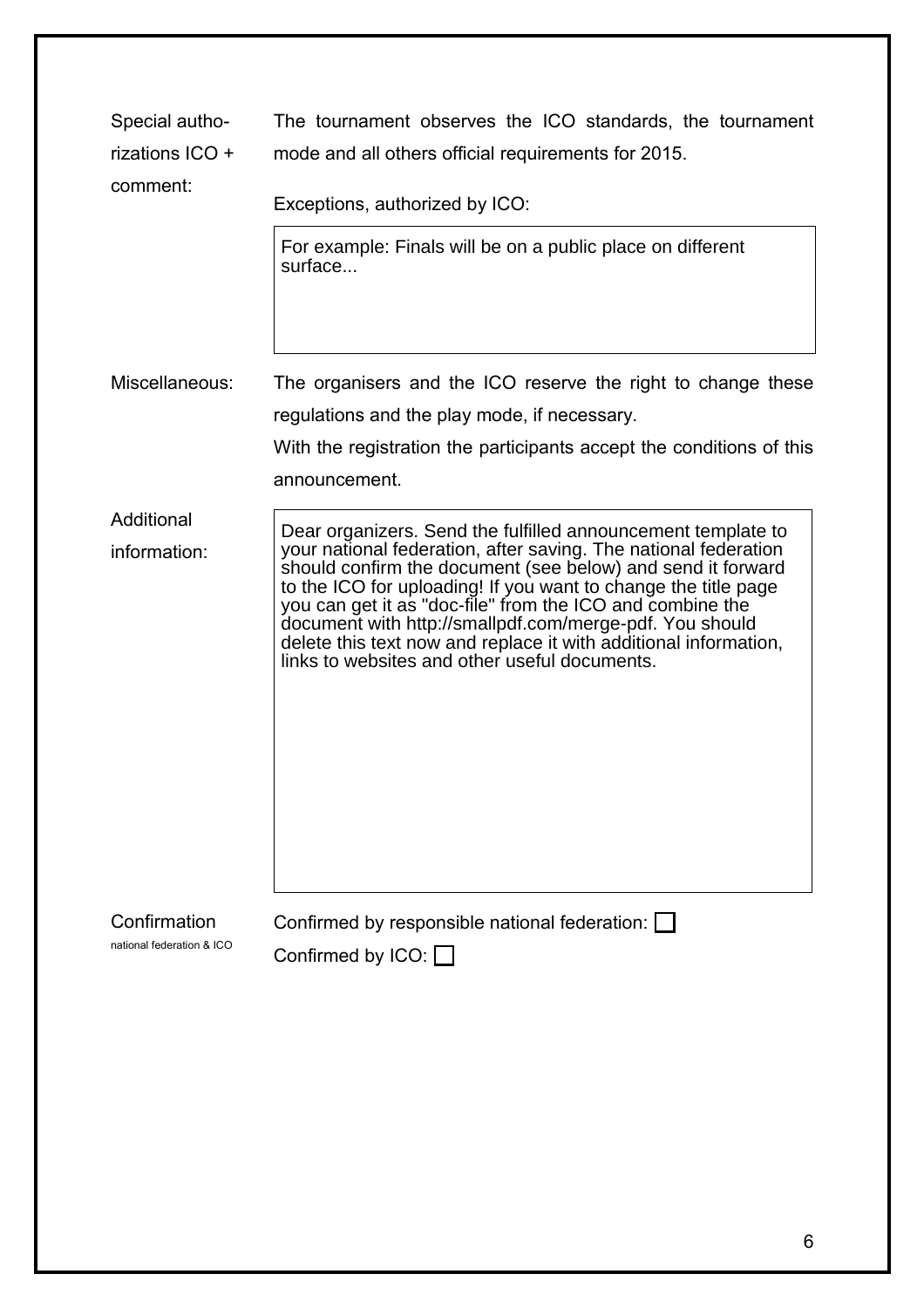| | |
|---|---|
| Special authorizations ICO + comment: | The tournament observes the ICO standards, the tournament mode and all others official requirements for 2015. <br><br> Exceptions, authorized by ICO: <br><br> For example: Finals will be on a public place on different surface... |
| Miscellaneous: | The organisers and the ICO reserve the right to change these regulations and the play mode, if necessary. <br> With the registration the participants accept the conditions of this announcement. |
| Additional information: | Dear organizers. Send the fulfilled announcement template to your national federation, after saving. The national federation should confirm the document (see below) and send it forward to the ICO for uploading! If you want to change the title page you can get it as "doc-file" from the ICO and combine the document with http://smallpdf.com/merge-pdf. You should delete this text now and replace it with additional information, links to websites and other useful documents. |
| Confirmation national federation & ICO | Confirmed by responsible national federation: ☐ <br> Confirmed by ICO: ☐ |